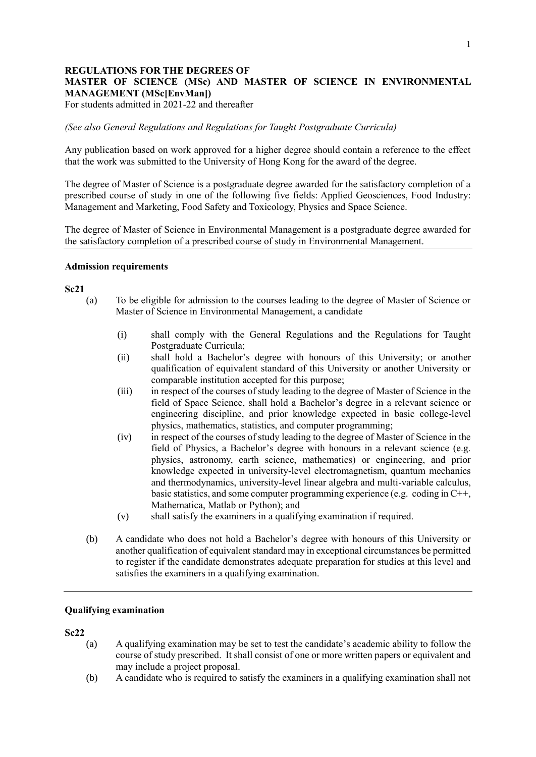**REGULATIONS FOR THE DEGREES OF**
**MASTER OF SCIENCE (MSc) AND MASTER OF SCIENCE IN ENVIRONMENTAL MANAGEMENT (MSc[EnvMan])**
For students admitted in 2021-22 and thereafter

*(See also General Regulations and Regulations for Taught Postgraduate Curricula)*

Any publication based on work approved for a higher degree should contain a reference to the effect that the work was submitted to the University of Hong Kong for the award of the degree.

The degree of Master of Science is a postgraduate degree awarded for the satisfactory completion of a prescribed course of study in one of the following five fields: Applied Geosciences, Food Industry: Management and Marketing, Food Safety and Toxicology, Physics and Space Science.

The degree of Master of Science in Environmental Management is a postgraduate degree awarded for the satisfactory completion of a prescribed course of study in Environmental Management.

---

**Admission requirements**

**Sc21**

(a) To be eligible for admission to the courses leading to the degree of Master of Science or Master of Science in Environmental Management, a candidate

- (i) shall comply with the General Regulations and the Regulations for Taught Postgraduate Curricula;
- (ii) shall hold a Bachelor's degree with honours of this University; or another qualification of equivalent standard of this University or another University or comparable institution accepted for this purpose;
- (iii) in respect of the courses of study leading to the degree of Master of Science in the field of Space Science, shall hold a Bachelor's degree in a relevant science or engineering discipline, and prior knowledge expected in basic college-level physics, mathematics, statistics, and computer programming;
- (iv) in respect of the courses of study leading to the degree of Master of Science in the field of Physics, a Bachelor's degree with honours in a relevant science (e.g. physics, astronomy, earth science, mathematics) or engineering, and prior knowledge expected in university-level electromagnetism, quantum mechanics and thermodynamics, university-level linear algebra and multi-variable calculus, basic statistics, and some computer programming experience (e.g. coding in C++, Mathematica, Matlab or Python); and
- (v) shall satisfy the examiners in a qualifying examination if required.

(b) A candidate who does not hold a Bachelor's degree with honours of this University or another qualification of equivalent standard may in exceptional circumstances be permitted to register if the candidate demonstrates adequate preparation for studies at this level and satisfies the examiners in a qualifying examination.

---

**Qualifying examination**

**Sc22**

(a) A qualifying examination may be set to test the candidate's academic ability to follow the course of study prescribed. It shall consist of one or more written papers or equivalent and may include a project proposal.

(b) A candidate who is required to satisfy the examiners in a qualifying examination shall not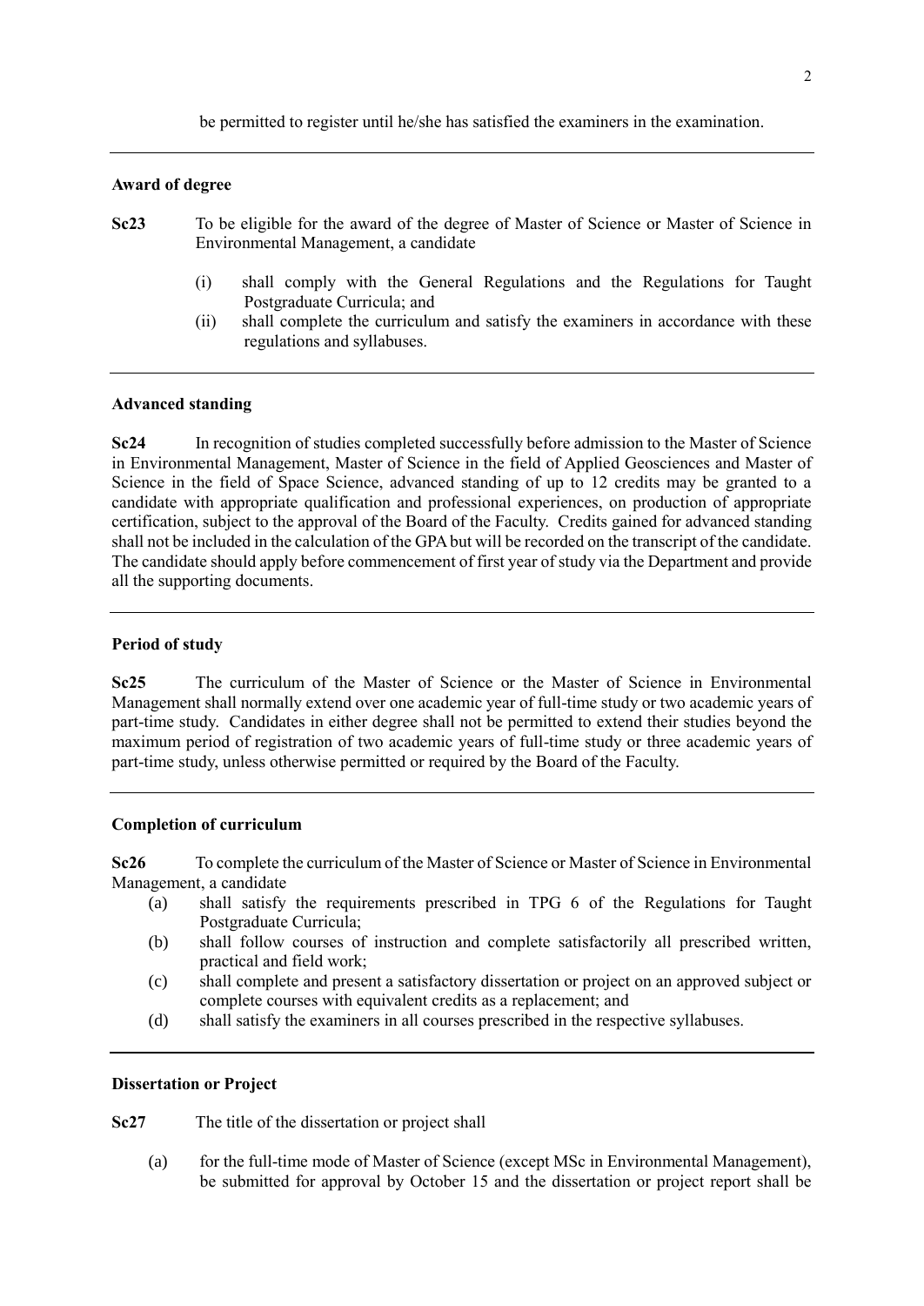be permitted to register until he/she has satisfied the examiners in the examination.

---

**Award of degree**

**Sc23** To be eligible for the award of the degree of Master of Science or Master of Science in Environmental Management, a candidate

(i) shall comply with the General Regulations and the Regulations for Taught Postgraduate Curricula; and
(ii) shall complete the curriculum and satisfy the examiners in accordance with these regulations and syllabuses.

---

**Advanced standing**

**Sc24** In recognition of studies completed successfully before admission to the Master of Science in Environmental Management, Master of Science in the field of Applied Geosciences and Master of Science in the field of Space Science, advanced standing of up to 12 credits may be granted to a candidate with appropriate qualification and professional experiences, on production of appropriate certification, subject to the approval of the Board of the Faculty. Credits gained for advanced standing shall not be included in the calculation of the GPA but will be recorded on the transcript of the candidate. The candidate should apply before commencement of first year of study via the Department and provide all the supporting documents.

---

**Period of study**

**Sc25** The curriculum of the Master of Science or the Master of Science in Environmental Management shall normally extend over one academic year of full-time study or two academic years of part-time study. Candidates in either degree shall not be permitted to extend their studies beyond the maximum period of registration of two academic years of full-time study or three academic years of part-time study, unless otherwise permitted or required by the Board of the Faculty.

---

**Completion of curriculum**

**Sc26** To complete the curriculum of the Master of Science or Master of Science in Environmental Management, a candidate

(a) shall satisfy the requirements prescribed in TPG 6 of the Regulations for Taught Postgraduate Curricula;
(b) shall follow courses of instruction and complete satisfactorily all prescribed written, practical and field work;
(c) shall complete and present a satisfactory dissertation or project on an approved subject or complete courses with equivalent credits as a replacement; and
(d) shall satisfy the examiners in all courses prescribed in the respective syllabuses.

---

**Dissertation or Project**

**Sc27** The title of the dissertation or project shall

(a) for the full-time mode of Master of Science (except MSc in Environmental Management), be submitted for approval by October 15 and the dissertation or project report shall be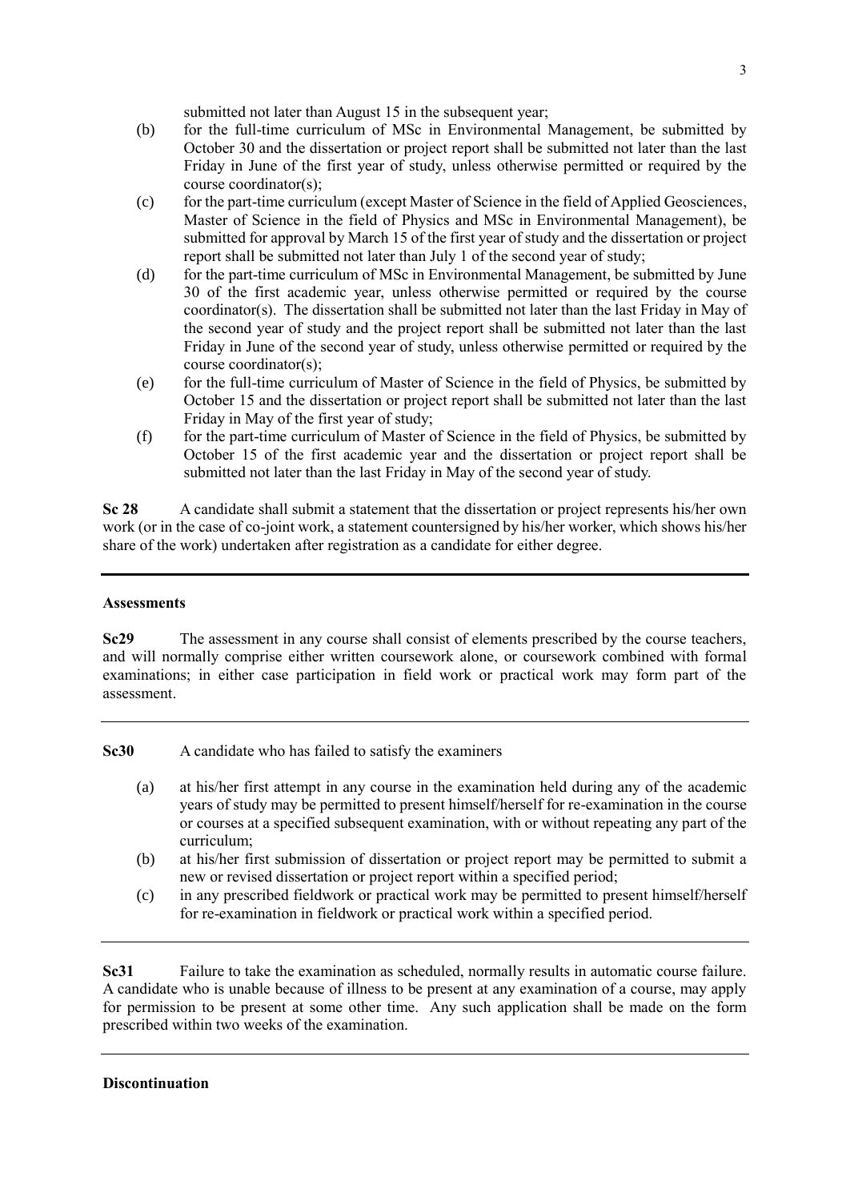submitted not later than August 15 in the subsequent year;

(b) for the full-time curriculum of MSc in Environmental Management, be submitted by October 30 and the dissertation or project report shall be submitted not later than the last Friday in June of the first year of study, unless otherwise permitted or required by the course coordinator(s);

(c) for the part-time curriculum (except Master of Science in the field of Applied Geosciences, Master of Science in the field of Physics and MSc in Environmental Management), be submitted for approval by March 15 of the first year of study and the dissertation or project report shall be submitted not later than July 1 of the second year of study;

(d) for the part-time curriculum of MSc in Environmental Management, be submitted by June 30 of the first academic year, unless otherwise permitted or required by the course coordinator(s). The dissertation shall be submitted not later than the last Friday in May of the second year of study and the project report shall be submitted not later than the last Friday in June of the second year of study, unless otherwise permitted or required by the course coordinator(s);

(e) for the full-time curriculum of Master of Science in the field of Physics, be submitted by October 15 and the dissertation or project report shall be submitted not later than the last Friday in May of the first year of study;

(f) for the part-time curriculum of Master of Science in the field of Physics, be submitted by October 15 of the first academic year and the dissertation or project report shall be submitted not later than the last Friday in May of the second year of study.

**Sc 28** A candidate shall submit a statement that the dissertation or project represents his/her own work (or in the case of co-joint work, a statement countersigned by his/her worker, which shows his/her share of the work) undertaken after registration as a candidate for either degree.

---

**Assessments**

**Sc29** The assessment in any course shall consist of elements prescribed by the course teachers, and will normally comprise either written coursework alone, or coursework combined with formal examinations; in either case participation in field work or practical work may form part of the assessment.

---

**Sc30** A candidate who has failed to satisfy the examiners

(a) at his/her first attempt in any course in the examination held during any of the academic years of study may be permitted to present himself/herself for re-examination in the course or courses at a specified subsequent examination, with or without repeating any part of the curriculum;

(b) at his/her first submission of dissertation or project report may be permitted to submit a new or revised dissertation or project report within a specified period;

(c) in any prescribed fieldwork or practical work may be permitted to present himself/herself for re-examination in fieldwork or practical work within a specified period.

---

**Sc31** Failure to take the examination as scheduled, normally results in automatic course failure. A candidate who is unable because of illness to be present at any examination of a course, may apply for permission to be present at some other time. Any such application shall be made on the form prescribed within two weeks of the examination.

---

**Discontinuation**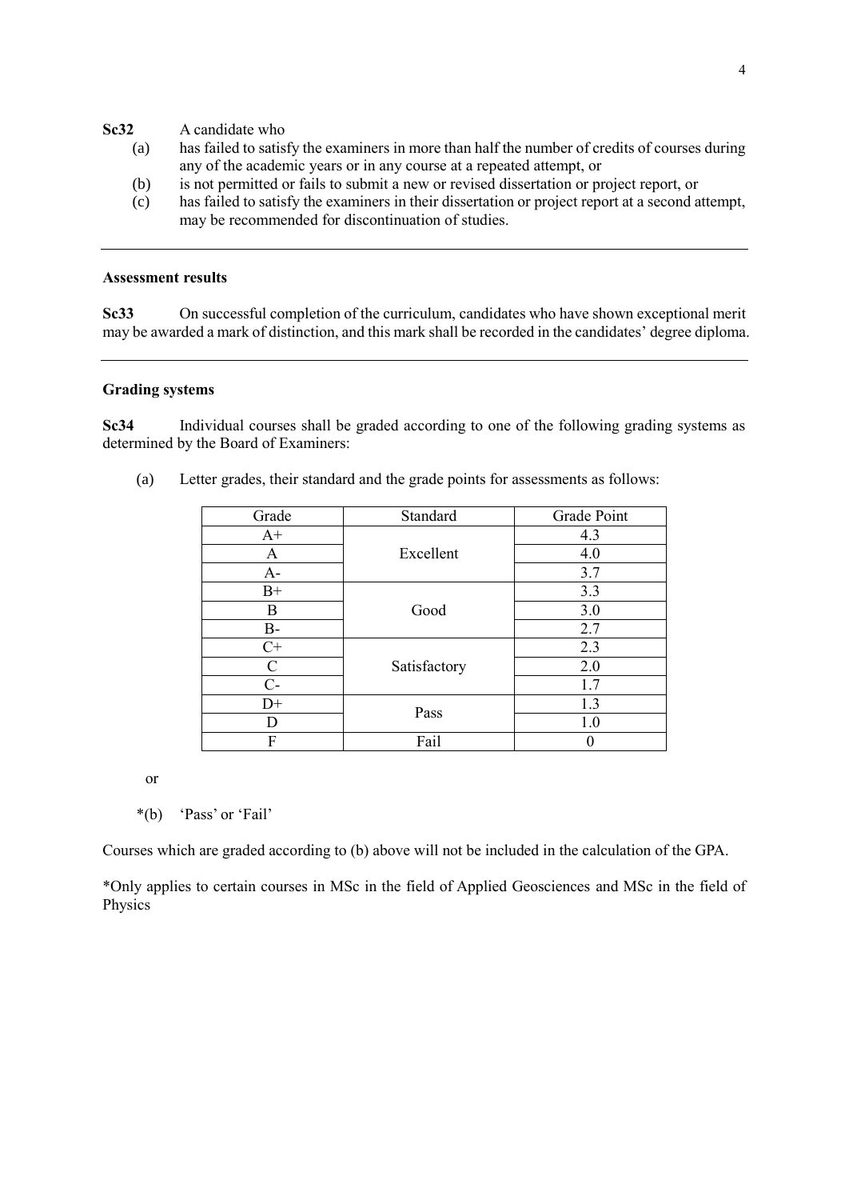**Sc32** A candidate who

(a) has failed to satisfy the examiners in more than half the number of credits of courses during any of the academic years or in any course at a repeated attempt, or

(b) is not permitted or fails to submit a new or revised dissertation or project report, or

(c) has failed to satisfy the examiners in their dissertation or project report at a second attempt, may be recommended for discontinuation of studies.

---

**Assessment results**

**Sc33** On successful completion of the curriculum, candidates who have shown exceptional merit may be awarded a mark of distinction, and this mark shall be recorded in the candidates' degree diploma.

---

**Grading systems**

**Sc34** Individual courses shall be graded according to one of the following grading systems as determined by the Board of Examiners:

(a) Letter grades, their standard and the grade points for assessments as follows:

| Grade | Standard | Grade Point |
|---|---|---|
| A+ | Excellent | 4.3 |
| A | | 4.0 |
| A- | | 3.7 |
| B+ | Good | 3.3 |
| B | | 3.0 |
| B- | | 2.7 |
| C+ | Satisfactory | 2.3 |
| C | | 2.0 |
| C- | | 1.7 |
| D+ | Pass | 1.3 |
| D | | 1.0 |
| F | Fail | 0 |

or

*(b) 'Pass' or 'Fail'

Courses which are graded according to (b) above will not be included in the calculation of the GPA.

*Only applies to certain courses in MSc in the field of Applied Geosciences and MSc in the field of Physics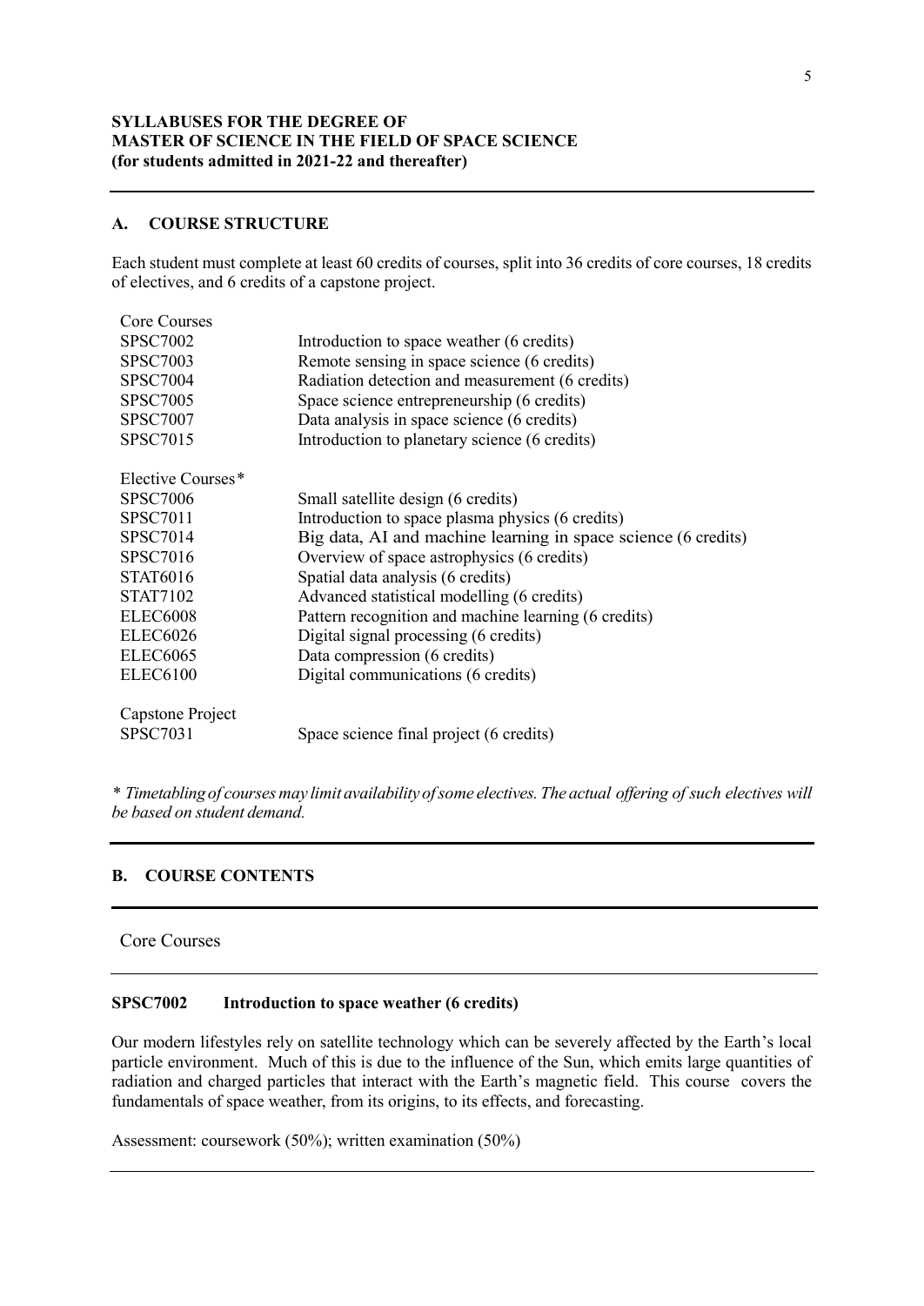**SYLLABUSES FOR THE DEGREE OF**
**MASTER OF SCIENCE IN THE FIELD OF SPACE SCIENCE**
**(for students admitted in 2021-22 and thereafter)**

## A. COURSE STRUCTURE

Each student must complete at least 60 credits of courses, split into 36 credits of core courses, 18 credits of electives, and 6 credits of a capstone project.

Core Courses

| | |
|---|---|
| SPSC7002 | Introduction to space weather (6 credits) |
| SPSC7003 | Remote sensing in space science (6 credits) |
| SPSC7004 | Radiation detection and measurement (6 credits) |
| SPSC7005 | Space science entrepreneurship (6 credits) |
| SPSC7007 | Data analysis in space science (6 credits) |
| SPSC7015 | Introduction to planetary science (6 credits) |

Elective Courses*

| | |
|---|---|
| SPSC7006 | Small satellite design (6 credits) |
| SPSC7011 | Introduction to space plasma physics (6 credits) |
| SPSC7014 | Big data, AI and machine learning in space science (6 credits) |
| SPSC7016 | Overview of space astrophysics (6 credits) |
| STAT6016 | Spatial data analysis (6 credits) |
| STAT7102 | Advanced statistical modelling (6 credits) |
| ELEC6008 | Pattern recognition and machine learning (6 credits) |
| ELEC6026 | Digital signal processing (6 credits) |
| ELEC6065 | Data compression (6 credits) |
| ELEC6100 | Digital communications (6 credits) |

Capstone Project

| | |
|---|---|
| SPSC7031 | Space science final project (6 credits) |

*\* Timetabling of courses may limit availability of some electives. The actual offering of such electives will be based on student demand.*

---

## B. COURSE CONTENTS

---

### Core Courses

---

**SPSC7002 Introduction to space weather (6 credits)**

Our modern lifestyles rely on satellite technology which can be severely affected by the Earth's local particle environment. Much of this is due to the influence of the Sun, which emits large quantities of radiation and charged particles that interact with the Earth's magnetic field. This course covers the fundamentals of space weather, from its origins, to its effects, and forecasting.

Assessment: coursework (50%); written examination (50%)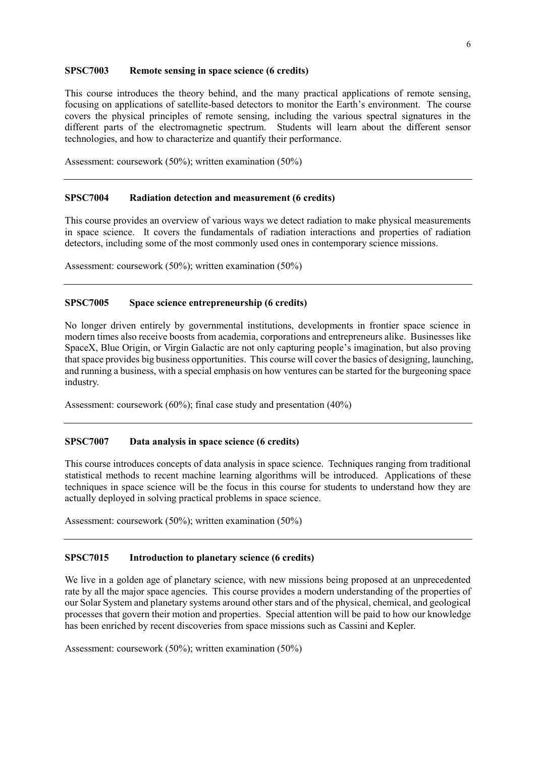**SPSC7003 Remote sensing in space science (6 credits)**

This course introduces the theory behind, and the many practical applications of remote sensing, focusing on applications of satellite-based detectors to monitor the Earth's environment. The course covers the physical principles of remote sensing, including the various spectral signatures in the different parts of the electromagnetic spectrum. Students will learn about the different sensor technologies, and how to characterize and quantify their performance.

Assessment: coursework (50%); written examination (50%)

---

**SPSC7004 Radiation detection and measurement (6 credits)**

This course provides an overview of various ways we detect radiation to make physical measurements in space science. It covers the fundamentals of radiation interactions and properties of radiation detectors, including some of the most commonly used ones in contemporary science missions.

Assessment: coursework (50%); written examination (50%)

---

**SPSC7005 Space science entrepreneurship (6 credits)**

No longer driven entirely by governmental institutions, developments in frontier space science in modern times also receive boosts from academia, corporations and entrepreneurs alike. Businesses like SpaceX, Blue Origin, or Virgin Galactic are not only capturing people's imagination, but also proving that space provides big business opportunities. This course will cover the basics of designing, launching, and running a business, with a special emphasis on how ventures can be started for the burgeoning space industry.

Assessment: coursework (60%); final case study and presentation (40%)

---

**SPSC7007 Data analysis in space science (6 credits)**

This course introduces concepts of data analysis in space science. Techniques ranging from traditional statistical methods to recent machine learning algorithms will be introduced. Applications of these techniques in space science will be the focus in this course for students to understand how they are actually deployed in solving practical problems in space science.

Assessment: coursework (50%); written examination (50%)

---

**SPSC7015 Introduction to planetary science (6 credits)**

We live in a golden age of planetary science, with new missions being proposed at an unprecedented rate by all the major space agencies. This course provides a modern understanding of the properties of our Solar System and planetary systems around other stars and of the physical, chemical, and geological processes that govern their motion and properties. Special attention will be paid to how our knowledge has been enriched by recent discoveries from space missions such as Cassini and Kepler.

Assessment: coursework (50%); written examination (50%)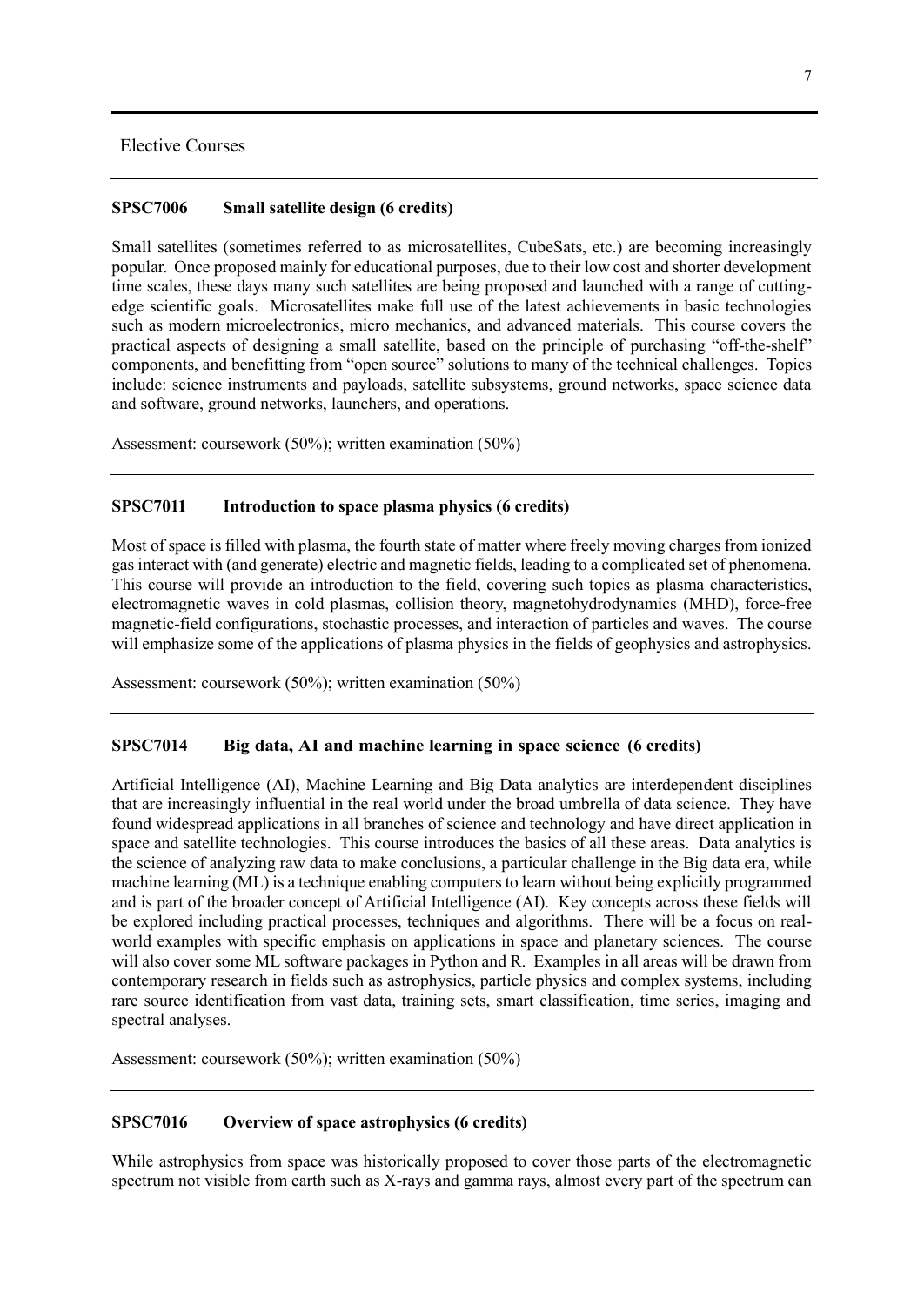## Elective Courses

### SPSC7006 Small satellite design (6 credits)

Small satellites (sometimes referred to as microsatellites, CubeSats, etc.) are becoming increasingly popular. Once proposed mainly for educational purposes, due to their low cost and shorter development time scales, these days many such satellites are being proposed and launched with a range of cutting-edge scientific goals. Microsatellites make full use of the latest achievements in basic technologies such as modern microelectronics, micro mechanics, and advanced materials. This course covers the practical aspects of designing a small satellite, based on the principle of purchasing "off-the-shelf" components, and benefitting from "open source" solutions to many of the technical challenges. Topics include: science instruments and payloads, satellite subsystems, ground networks, space science data and software, ground networks, launchers, and operations.

Assessment: coursework (50%); written examination (50%)

---

### SPSC7011 Introduction to space plasma physics (6 credits)

Most of space is filled with plasma, the fourth state of matter where freely moving charges from ionized gas interact with (and generate) electric and magnetic fields, leading to a complicated set of phenomena. This course will provide an introduction to the field, covering such topics as plasma characteristics, electromagnetic waves in cold plasmas, collision theory, magnetohydrodynamics (MHD), force-free magnetic-field configurations, stochastic processes, and interaction of particles and waves. The course will emphasize some of the applications of plasma physics in the fields of geophysics and astrophysics.

Assessment: coursework (50%); written examination (50%)

---

### SPSC7014 Big data, AI and machine learning in space science (6 credits)

Artificial Intelligence (AI), Machine Learning and Big Data analytics are interdependent disciplines that are increasingly influential in the real world under the broad umbrella of data science. They have found widespread applications in all branches of science and technology and have direct application in space and satellite technologies. This course introduces the basics of all these areas. Data analytics is the science of analyzing raw data to make conclusions, a particular challenge in the Big data era, while machine learning (ML) is a technique enabling computers to learn without being explicitly programmed and is part of the broader concept of Artificial Intelligence (AI). Key concepts across these fields will be explored including practical processes, techniques and algorithms. There will be a focus on real-world examples with specific emphasis on applications in space and planetary sciences. The course will also cover some ML software packages in Python and R. Examples in all areas will be drawn from contemporary research in fields such as astrophysics, particle physics and complex systems, including rare source identification from vast data, training sets, smart classification, time series, imaging and spectral analyses.

Assessment: coursework (50%); written examination (50%)

---

### SPSC7016 Overview of space astrophysics (6 credits)

While astrophysics from space was historically proposed to cover those parts of the electromagnetic spectrum not visible from earth such as X-rays and gamma rays, almost every part of the spectrum can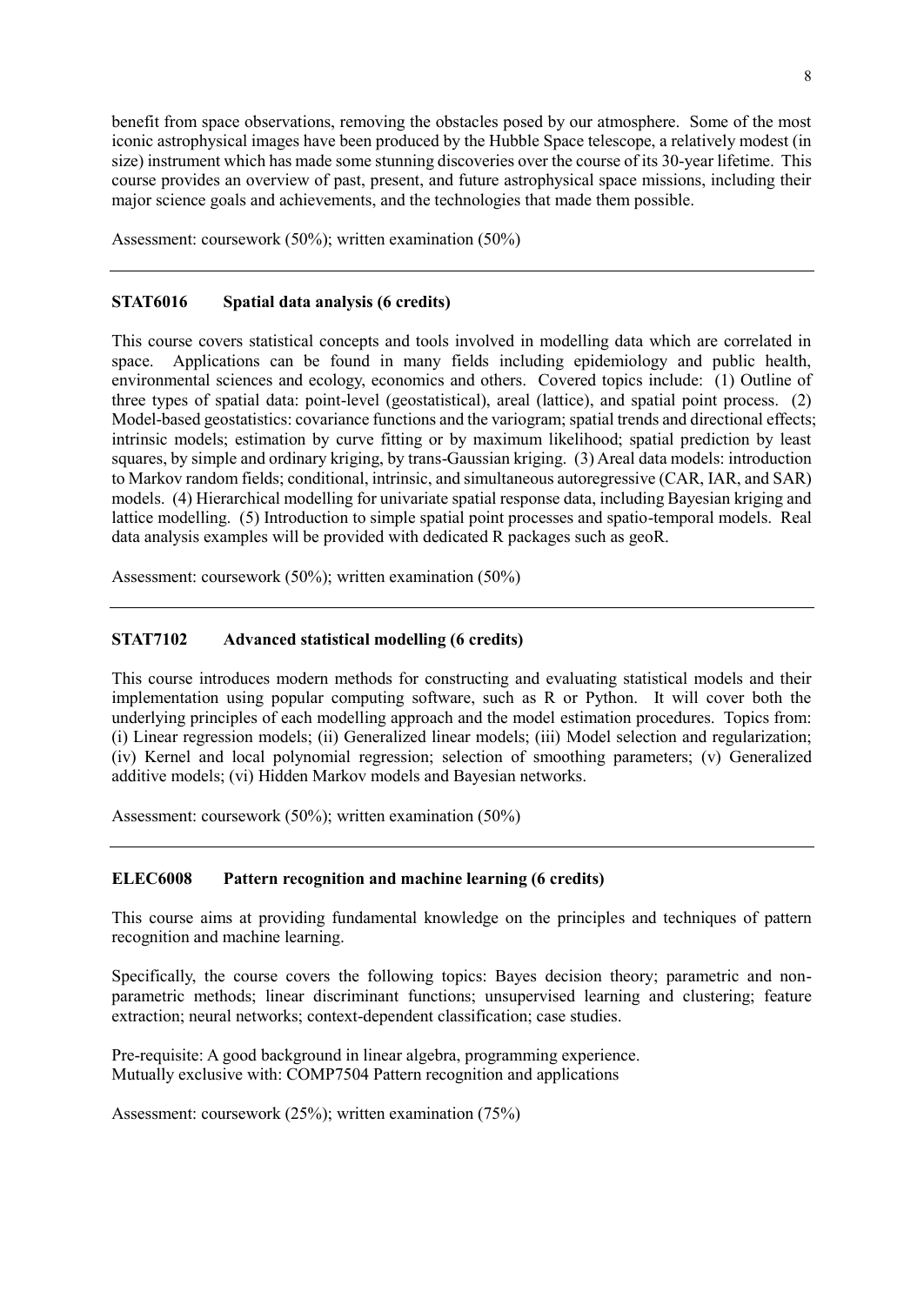benefit from space observations, removing the obstacles posed by our atmosphere. Some of the most iconic astrophysical images have been produced by the Hubble Space telescope, a relatively modest (in size) instrument which has made some stunning discoveries over the course of its 30-year lifetime. This course provides an overview of past, present, and future astrophysical space missions, including their major science goals and achievements, and the technologies that made them possible.

Assessment: coursework (50%); written examination (50%)

---

### STAT6016 Spatial data analysis (6 credits)

This course covers statistical concepts and tools involved in modelling data which are correlated in space. Applications can be found in many fields including epidemiology and public health, environmental sciences and ecology, economics and others. Covered topics include: (1) Outline of three types of spatial data: point-level (geostatistical), areal (lattice), and spatial point process. (2) Model-based geostatistics: covariance functions and the variogram; spatial trends and directional effects; intrinsic models; estimation by curve fitting or by maximum likelihood; spatial prediction by least squares, by simple and ordinary kriging, by trans-Gaussian kriging. (3) Areal data models: introduction to Markov random fields; conditional, intrinsic, and simultaneous autoregressive (CAR, IAR, and SAR) models. (4) Hierarchical modelling for univariate spatial response data, including Bayesian kriging and lattice modelling. (5) Introduction to simple spatial point processes and spatio-temporal models. Real data analysis examples will be provided with dedicated R packages such as geoR.

Assessment: coursework (50%); written examination (50%)

---

### STAT7102 Advanced statistical modelling (6 credits)

This course introduces modern methods for constructing and evaluating statistical models and their implementation using popular computing software, such as R or Python. It will cover both the underlying principles of each modelling approach and the model estimation procedures. Topics from: (i) Linear regression models; (ii) Generalized linear models; (iii) Model selection and regularization; (iv) Kernel and local polynomial regression; selection of smoothing parameters; (v) Generalized additive models; (vi) Hidden Markov models and Bayesian networks.

Assessment: coursework (50%); written examination (50%)

---

### ELEC6008 Pattern recognition and machine learning (6 credits)

This course aims at providing fundamental knowledge on the principles and techniques of pattern recognition and machine learning.

Specifically, the course covers the following topics: Bayes decision theory; parametric and non-parametric methods; linear discriminant functions; unsupervised learning and clustering; feature extraction; neural networks; context-dependent classification; case studies.

Pre-requisite: A good background in linear algebra, programming experience.
Mutually exclusive with: COMP7504 Pattern recognition and applications

Assessment: coursework (25%); written examination (75%)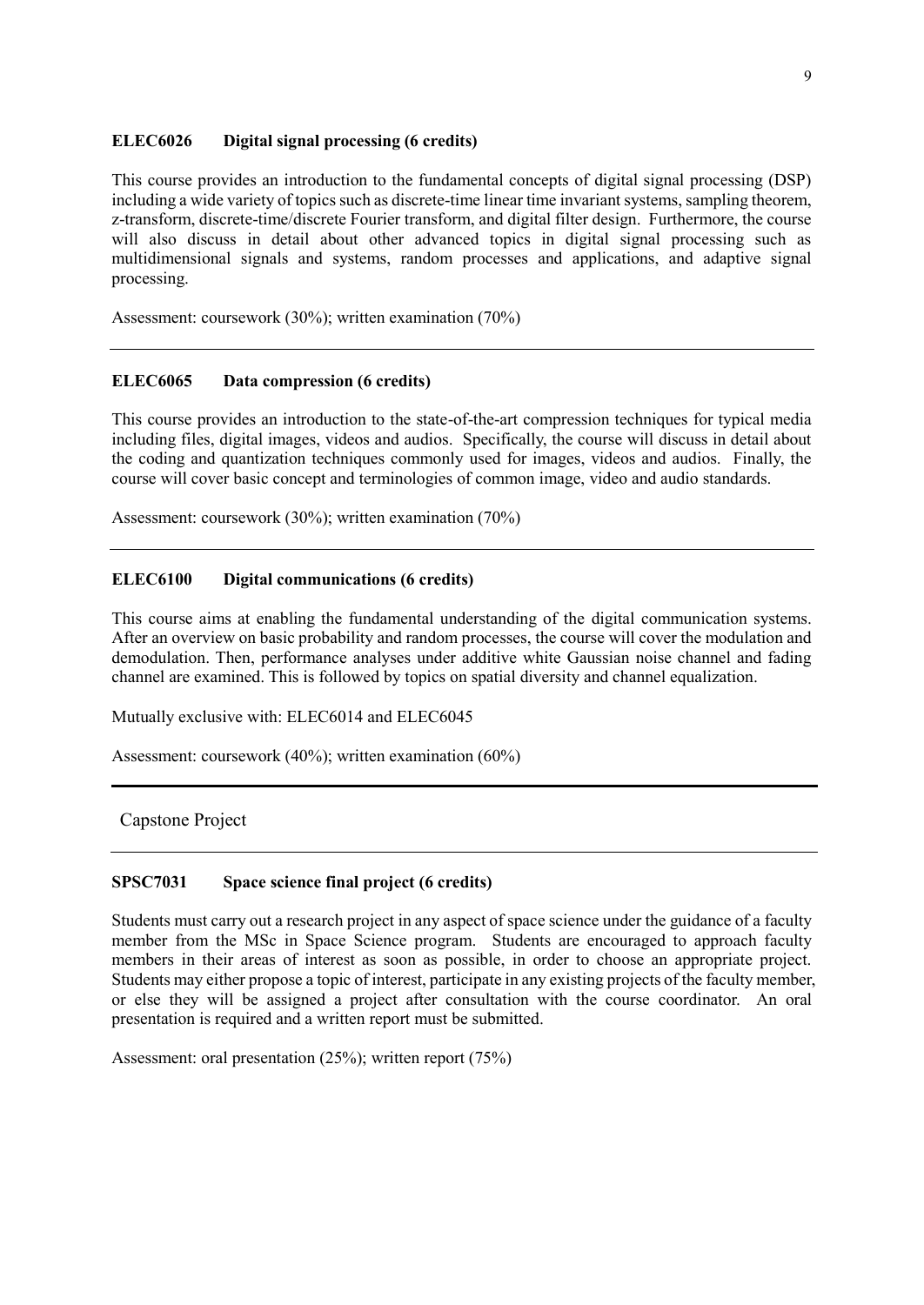**ELEC6026 Digital signal processing (6 credits)**

This course provides an introduction to the fundamental concepts of digital signal processing (DSP) including a wide variety of topics such as discrete-time linear time invariant systems, sampling theorem, z-transform, discrete-time/discrete Fourier transform, and digital filter design. Furthermore, the course will also discuss in detail about other advanced topics in digital signal processing such as multidimensional signals and systems, random processes and applications, and adaptive signal processing.

Assessment: coursework (30%); written examination (70%)

---

**ELEC6065 Data compression (6 credits)**

This course provides an introduction to the state-of-the-art compression techniques for typical media including files, digital images, videos and audios. Specifically, the course will discuss in detail about the coding and quantization techniques commonly used for images, videos and audios. Finally, the course will cover basic concept and terminologies of common image, video and audio standards.

Assessment: coursework (30%); written examination (70%)

---

**ELEC6100 Digital communications (6 credits)**

This course aims at enabling the fundamental understanding of the digital communication systems. After an overview on basic probability and random processes, the course will cover the modulation and demodulation. Then, performance analyses under additive white Gaussian noise channel and fading channel are examined. This is followed by topics on spatial diversity and channel equalization.

Mutually exclusive with: ELEC6014 and ELEC6045

Assessment: coursework (40%); written examination (60%)

---

Capstone Project

---

**SPSC7031 Space science final project (6 credits)**

Students must carry out a research project in any aspect of space science under the guidance of a faculty member from the MSc in Space Science program. Students are encouraged to approach faculty members in their areas of interest as soon as possible, in order to choose an appropriate project. Students may either propose a topic of interest, participate in any existing projects of the faculty member, or else they will be assigned a project after consultation with the course coordinator. An oral presentation is required and a written report must be submitted.

Assessment: oral presentation (25%); written report (75%)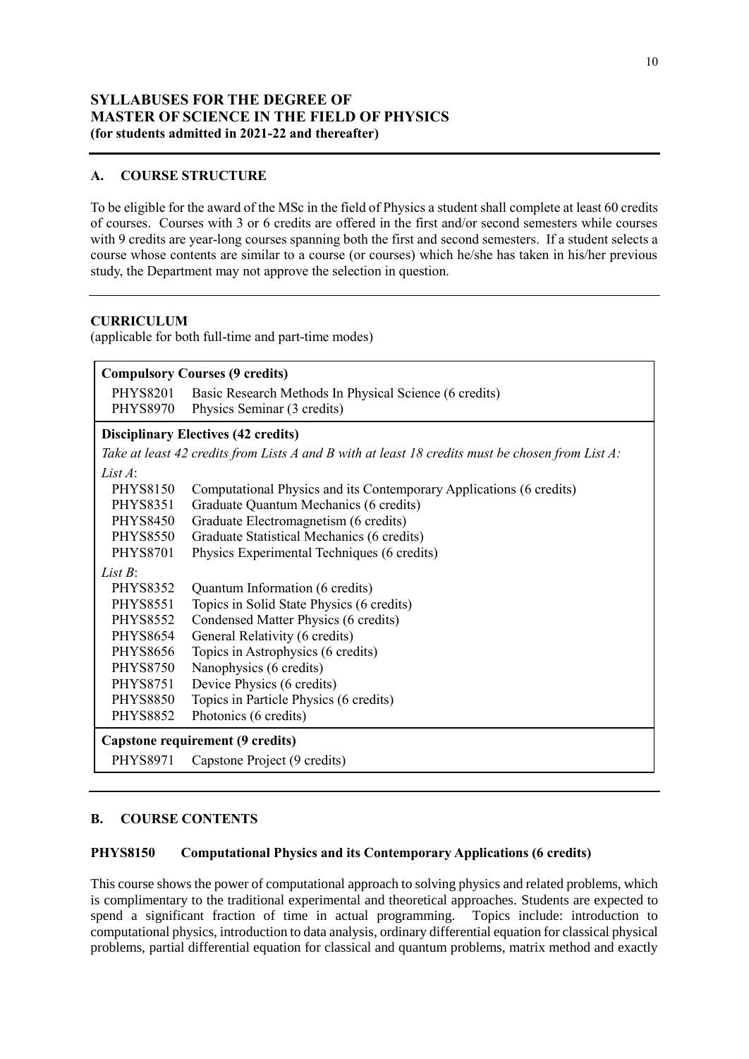## SYLLABUSES FOR THE DEGREE OF MASTER OF SCIENCE IN THE FIELD OF PHYSICS
**(for students admitted in 2021-22 and thereafter)**

### A. COURSE STRUCTURE

To be eligible for the award of the MSc in the field of Physics a student shall complete at least 60 credits of courses. Courses with 3 or 6 credits are offered in the first and/or second semesters while courses with 9 credits are year-long courses spanning both the first and second semesters. If a student selects a course whose contents are similar to a course (or courses) which he/she has taken in his/her previous study, the Department may not approve the selection in question.

### CURRICULUM

(applicable for both full-time and part-time modes)

| **Compulsory Courses (9 credits)** | |
|---|---|
| PHYS8201 | Basic Research Methods In Physical Science (6 credits) |
| PHYS8970 | Physics Seminar (3 credits) |
| **Disciplinary Electives (42 credits)** | |
| *Take at least 42 credits from Lists A and B with at least 18 credits must be chosen from List A:* | |
| *List A*: | |
| PHYS8150 | Computational Physics and its Contemporary Applications (6 credits) |
| PHYS8351 | Graduate Quantum Mechanics (6 credits) |
| PHYS8450 | Graduate Electromagnetism (6 credits) |
| PHYS8550 | Graduate Statistical Mechanics (6 credits) |
| PHYS8701 | Physics Experimental Techniques (6 credits) |
| *List B*: | |
| PHYS8352 | Quantum Information (6 credits) |
| PHYS8551 | Topics in Solid State Physics (6 credits) |
| PHYS8552 | Condensed Matter Physics (6 credits) |
| PHYS8654 | General Relativity (6 credits) |
| PHYS8656 | Topics in Astrophysics (6 credits) |
| PHYS8750 | Nanophysics (6 credits) |
| PHYS8751 | Device Physics (6 credits) |
| PHYS8850 | Topics in Particle Physics (6 credits) |
| PHYS8852 | Photonics (6 credits) |
| **Capstone requirement (9 credits)** | |
| PHYS8971 | Capstone Project (9 credits) |

### B. COURSE CONTENTS

#### PHYS8150 Computational Physics and its Contemporary Applications (6 credits)

This course shows the power of computational approach to solving physics and related problems, which is complimentary to the traditional experimental and theoretical approaches. Students are expected to spend a significant fraction of time in actual programming. Topics include: introduction to computational physics, introduction to data analysis, ordinary differential equation for classical physical problems, partial differential equation for classical and quantum problems, matrix method and exactly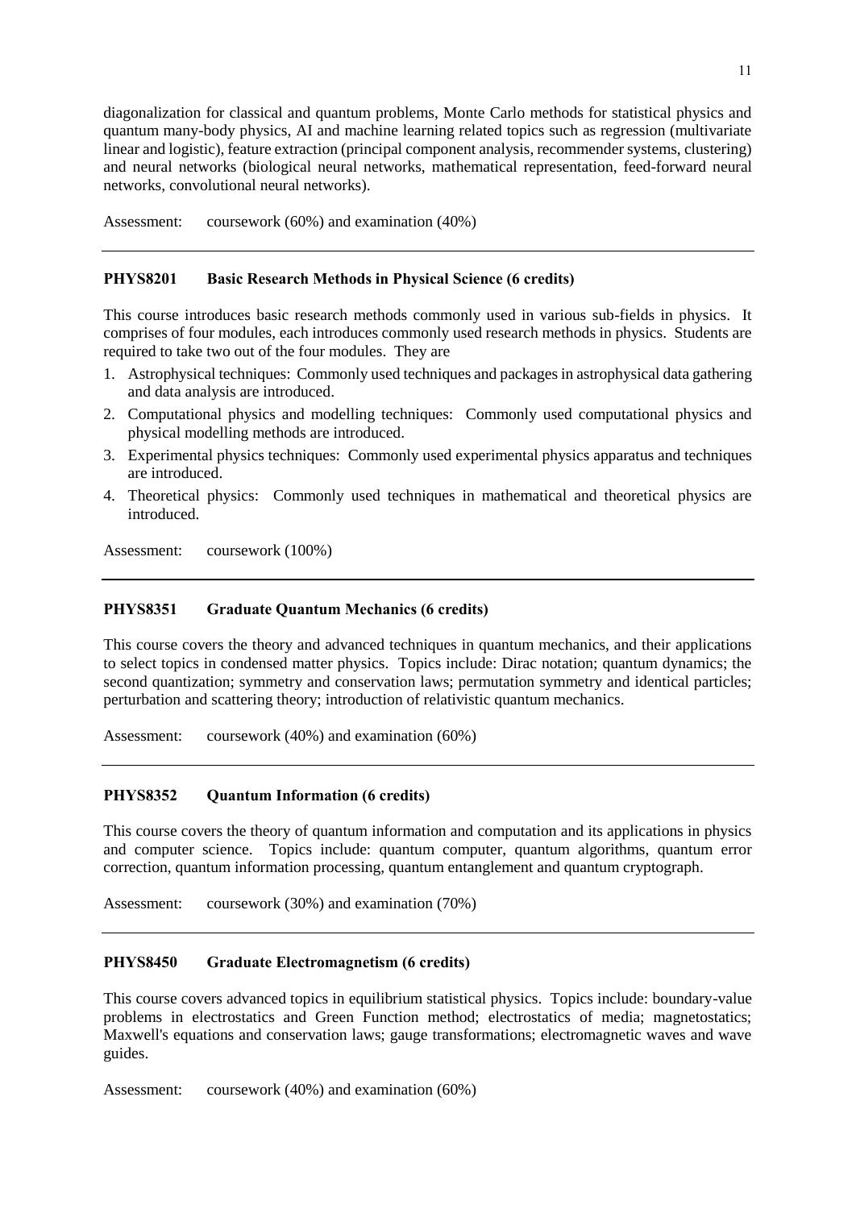diagonalization for classical and quantum problems, Monte Carlo methods for statistical physics and quantum many-body physics, AI and machine learning related topics such as regression (multivariate linear and logistic), feature extraction (principal component analysis, recommender systems, clustering) and neural networks (biological neural networks, mathematical representation, feed-forward neural networks, convolutional neural networks).

Assessment: coursework (60%) and examination (40%)

---

**PHYS8201 Basic Research Methods in Physical Science (6 credits)**

This course introduces basic research methods commonly used in various sub-fields in physics. It comprises of four modules, each introduces commonly used research methods in physics. Students are required to take two out of the four modules. They are

1. Astrophysical techniques: Commonly used techniques and packages in astrophysical data gathering and data analysis are introduced.
2. Computational physics and modelling techniques: Commonly used computational physics and physical modelling methods are introduced.
3. Experimental physics techniques: Commonly used experimental physics apparatus and techniques are introduced.
4. Theoretical physics: Commonly used techniques in mathematical and theoretical physics are introduced.

Assessment: coursework (100%)

---

**PHYS8351 Graduate Quantum Mechanics (6 credits)**

This course covers the theory and advanced techniques in quantum mechanics, and their applications to select topics in condensed matter physics. Topics include: Dirac notation; quantum dynamics; the second quantization; symmetry and conservation laws; permutation symmetry and identical particles; perturbation and scattering theory; introduction of relativistic quantum mechanics.

Assessment: coursework (40%) and examination (60%)

---

**PHYS8352 Quantum Information (6 credits)**

This course covers the theory of quantum information and computation and its applications in physics and computer science. Topics include: quantum computer, quantum algorithms, quantum error correction, quantum information processing, quantum entanglement and quantum cryptograph.

Assessment: coursework (30%) and examination (70%)

---

**PHYS8450 Graduate Electromagnetism (6 credits)**

This course covers advanced topics in equilibrium statistical physics. Topics include: boundary-value problems in electrostatics and Green Function method; electrostatics of media; magnetostatics; Maxwell's equations and conservation laws; gauge transformations; electromagnetic waves and wave guides.

Assessment: coursework (40%) and examination (60%)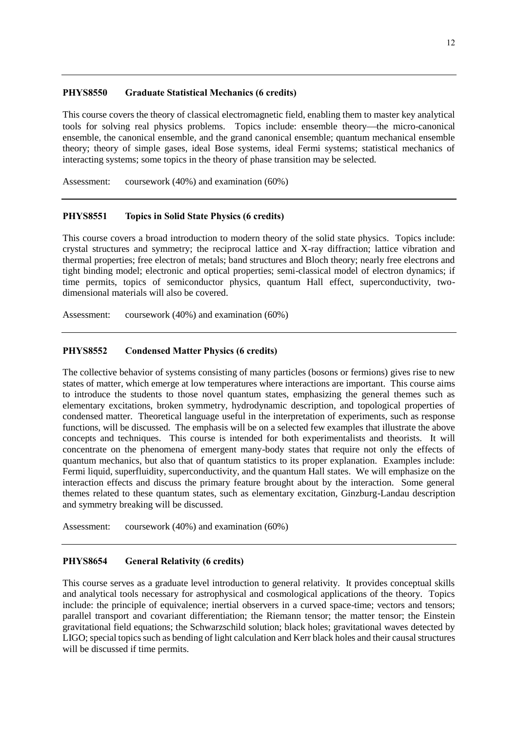### PHYS8550 Graduate Statistical Mechanics (6 credits)

This course covers the theory of classical electromagnetic field, enabling them to master key analytical tools for solving real physics problems. Topics include: ensemble theory—the micro-canonical ensemble, the canonical ensemble, and the grand canonical ensemble; quantum mechanical ensemble theory; theory of simple gases, ideal Bose systems, ideal Fermi systems; statistical mechanics of interacting systems; some topics in the theory of phase transition may be selected.

Assessment: coursework (40%) and examination (60%)

### PHYS8551 Topics in Solid State Physics (6 credits)

This course covers a broad introduction to modern theory of the solid state physics. Topics include: crystal structures and symmetry; the reciprocal lattice and X-ray diffraction; lattice vibration and thermal properties; free electron of metals; band structures and Bloch theory; nearly free electrons and tight binding model; electronic and optical properties; semi-classical model of electron dynamics; if time permits, topics of semiconductor physics, quantum Hall effect, superconductivity, two-dimensional materials will also be covered.

Assessment: coursework (40%) and examination (60%)

### PHYS8552 Condensed Matter Physics (6 credits)

The collective behavior of systems consisting of many particles (bosons or fermions) gives rise to new states of matter, which emerge at low temperatures where interactions are important. This course aims to introduce the students to those novel quantum states, emphasizing the general themes such as elementary excitations, broken symmetry, hydrodynamic description, and topological properties of condensed matter. Theoretical language useful in the interpretation of experiments, such as response functions, will be discussed. The emphasis will be on a selected few examples that illustrate the above concepts and techniques. This course is intended for both experimentalists and theorists. It will concentrate on the phenomena of emergent many-body states that require not only the effects of quantum mechanics, but also that of quantum statistics to its proper explanation. Examples include: Fermi liquid, superfluidity, superconductivity, and the quantum Hall states. We will emphasize on the interaction effects and discuss the primary feature brought about by the interaction. Some general themes related to these quantum states, such as elementary excitation, Ginzburg-Landau description and symmetry breaking will be discussed.

Assessment: coursework (40%) and examination (60%)

### PHYS8654 General Relativity (6 credits)

This course serves as a graduate level introduction to general relativity. It provides conceptual skills and analytical tools necessary for astrophysical and cosmological applications of the theory. Topics include: the principle of equivalence; inertial observers in a curved space-time; vectors and tensors; parallel transport and covariant differentiation; the Riemann tensor; the matter tensor; the Einstein gravitational field equations; the Schwarzschild solution; black holes; gravitational waves detected by LIGO; special topics such as bending of light calculation and Kerr black holes and their causal structures will be discussed if time permits.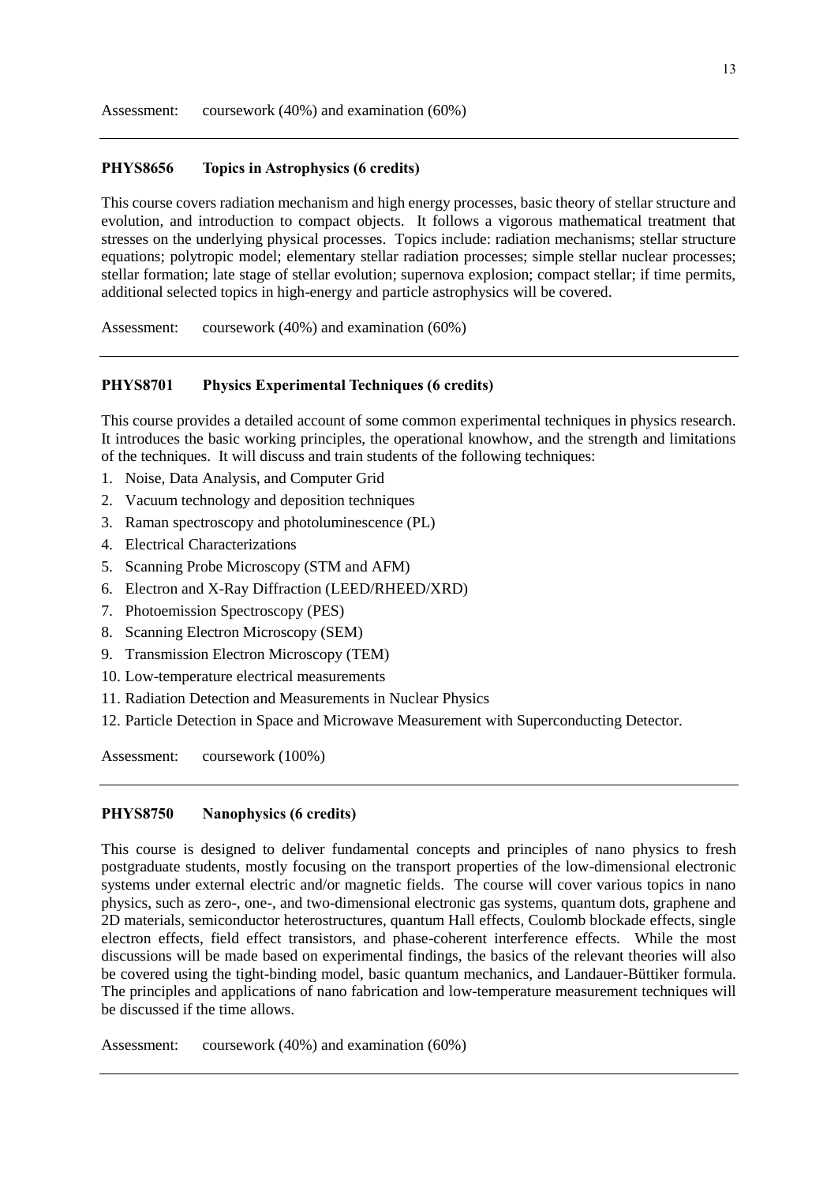Assessment: coursework (40%) and examination (60%)

---

**PHYS8656 Topics in Astrophysics (6 credits)**

This course covers radiation mechanism and high energy processes, basic theory of stellar structure and evolution, and introduction to compact objects. It follows a vigorous mathematical treatment that stresses on the underlying physical processes. Topics include: radiation mechanisms; stellar structure equations; polytropic model; elementary stellar radiation processes; simple stellar nuclear processes; stellar formation; late stage of stellar evolution; supernova explosion; compact stellar; if time permits, additional selected topics in high-energy and particle astrophysics will be covered.

Assessment: coursework (40%) and examination (60%)

---

**PHYS8701 Physics Experimental Techniques (6 credits)**

This course provides a detailed account of some common experimental techniques in physics research. It introduces the basic working principles, the operational knowhow, and the strength and limitations of the techniques. It will discuss and train students of the following techniques:

1. Noise, Data Analysis, and Computer Grid
2. Vacuum technology and deposition techniques
3. Raman spectroscopy and photoluminescence (PL)
4. Electrical Characterizations
5. Scanning Probe Microscopy (STM and AFM)
6. Electron and X-Ray Diffraction (LEED/RHEED/XRD)
7. Photoemission Spectroscopy (PES)
8. Scanning Electron Microscopy (SEM)
9. Transmission Electron Microscopy (TEM)
10. Low-temperature electrical measurements
11. Radiation Detection and Measurements in Nuclear Physics
12. Particle Detection in Space and Microwave Measurement with Superconducting Detector.

Assessment: coursework (100%)

---

**PHYS8750 Nanophysics (6 credits)**

This course is designed to deliver fundamental concepts and principles of nano physics to fresh postgraduate students, mostly focusing on the transport properties of the low-dimensional electronic systems under external electric and/or magnetic fields. The course will cover various topics in nano physics, such as zero-, one-, and two-dimensional electronic gas systems, quantum dots, graphene and 2D materials, semiconductor heterostructures, quantum Hall effects, Coulomb blockade effects, single electron effects, field effect transistors, and phase-coherent interference effects. While the most discussions will be made based on experimental findings, the basics of the relevant theories will also be covered using the tight-binding model, basic quantum mechanics, and Landauer-Büttiker formula. The principles and applications of nano fabrication and low-temperature measurement techniques will be discussed if the time allows.

Assessment: coursework (40%) and examination (60%)

---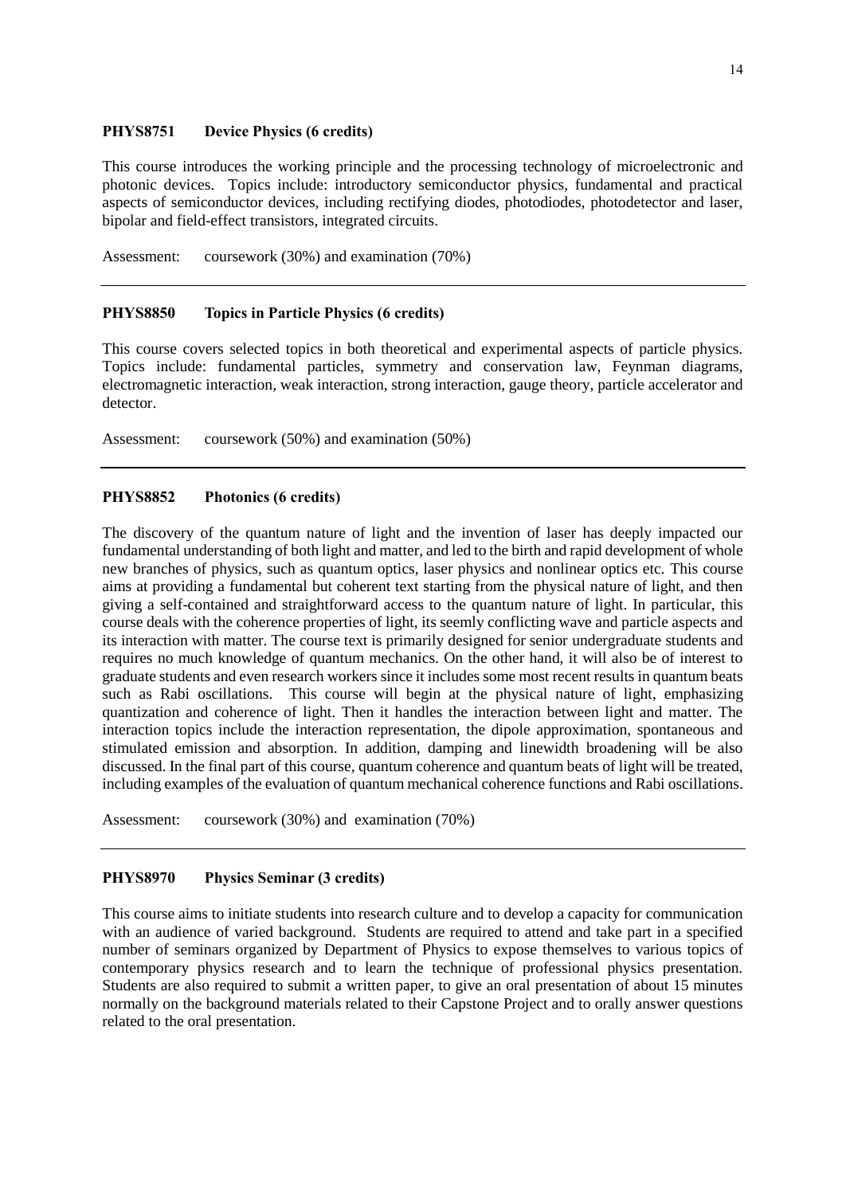### PHYS8751 Device Physics (6 credits)

This course introduces the working principle and the processing technology of microelectronic and photonic devices. Topics include: introductory semiconductor physics, fundamental and practical aspects of semiconductor devices, including rectifying diodes, photodiodes, photodetector and laser, bipolar and field-effect transistors, integrated circuits.

Assessment: coursework (30%) and examination (70%)

---

### PHYS8850 Topics in Particle Physics (6 credits)

This course covers selected topics in both theoretical and experimental aspects of particle physics. Topics include: fundamental particles, symmetry and conservation law, Feynman diagrams, electromagnetic interaction, weak interaction, strong interaction, gauge theory, particle accelerator and detector.

Assessment: coursework (50%) and examination (50%)

---

### PHYS8852 Photonics (6 credits)

The discovery of the quantum nature of light and the invention of laser has deeply impacted our fundamental understanding of both light and matter, and led to the birth and rapid development of whole new branches of physics, such as quantum optics, laser physics and nonlinear optics etc. This course aims at providing a fundamental but coherent text starting from the physical nature of light, and then giving a self-contained and straightforward access to the quantum nature of light. In particular, this course deals with the coherence properties of light, its seemly conflicting wave and particle aspects and its interaction with matter. The course text is primarily designed for senior undergraduate students and requires no much knowledge of quantum mechanics. On the other hand, it will also be of interest to graduate students and even research workers since it includes some most recent results in quantum beats such as Rabi oscillations. This course will begin at the physical nature of light, emphasizing quantization and coherence of light. Then it handles the interaction between light and matter. The interaction topics include the interaction representation, the dipole approximation, spontaneous and stimulated emission and absorption. In addition, damping and linewidth broadening will be also discussed. In the final part of this course, quantum coherence and quantum beats of light will be treated, including examples of the evaluation of quantum mechanical coherence functions and Rabi oscillations.

Assessment: coursework (30%) and examination (70%)

---

### PHYS8970 Physics Seminar (3 credits)

This course aims to initiate students into research culture and to develop a capacity for communication with an audience of varied background. Students are required to attend and take part in a specified number of seminars organized by Department of Physics to expose themselves to various topics of contemporary physics research and to learn the technique of professional physics presentation. Students are also required to submit a written paper, to give an oral presentation of about 15 minutes normally on the background materials related to their Capstone Project and to orally answer questions related to the oral presentation.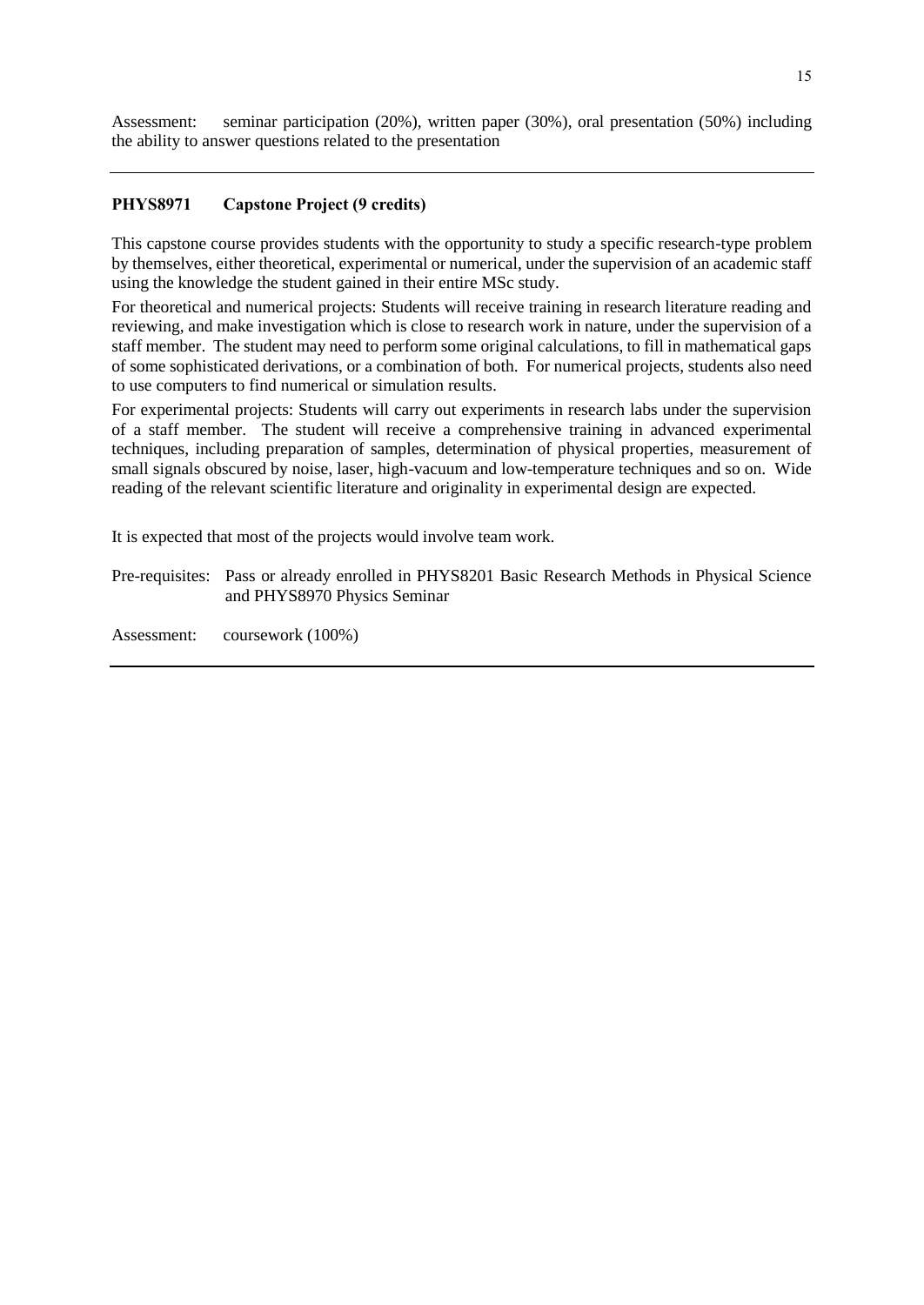Assessment: seminar participation (20%), written paper (30%), oral presentation (50%) including the ability to answer questions related to the presentation

---

### PHYS8971 Capstone Project (9 credits)

This capstone course provides students with the opportunity to study a specific research-type problem by themselves, either theoretical, experimental or numerical, under the supervision of an academic staff using the knowledge the student gained in their entire MSc study.

For theoretical and numerical projects: Students will receive training in research literature reading and reviewing, and make investigation which is close to research work in nature, under the supervision of a staff member. The student may need to perform some original calculations, to fill in mathematical gaps of some sophisticated derivations, or a combination of both. For numerical projects, students also need to use computers to find numerical or simulation results.

For experimental projects: Students will carry out experiments in research labs under the supervision of a staff member. The student will receive a comprehensive training in advanced experimental techniques, including preparation of samples, determination of physical properties, measurement of small signals obscured by noise, laser, high-vacuum and low-temperature techniques and so on. Wide reading of the relevant scientific literature and originality in experimental design are expected.

It is expected that most of the projects would involve team work.

Pre-requisites: Pass or already enrolled in PHYS8201 Basic Research Methods in Physical Science and PHYS8970 Physics Seminar

Assessment: coursework (100%)

---